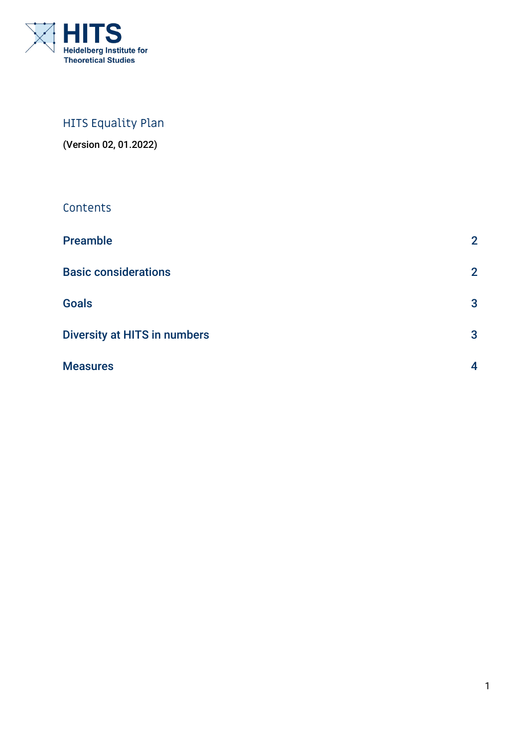HITS
Heidelberg Institute for Theoretical Studies

# HITS Equality Plan

(Version 02, 01.2022)

## Contents

| | |
|---|---|
| **Preamble** | 2 |
| **Basic considerations** | 2 |
| **Goals** | 3 |
| **Diversity at HITS in numbers** | 3 |
| **Measures** | 4 |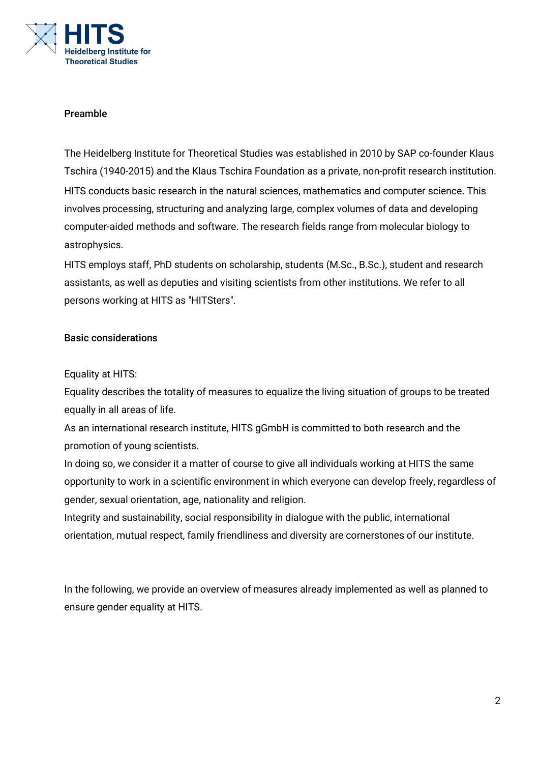## Preamble

The Heidelberg Institute for Theoretical Studies was established in 2010 by SAP co-founder Klaus Tschira (1940-2015) and the Klaus Tschira Foundation as a private, non-profit research institution. HITS conducts basic research in the natural sciences, mathematics and computer science. This involves processing, structuring and analyzing large, complex volumes of data and developing computer-aided methods and software. The research fields range from molecular biology to astrophysics.

HITS employs staff, PhD students on scholarship, students (M.Sc., B.Sc.), student and research assistants, as well as deputies and visiting scientists from other institutions. We refer to all persons working at HITS as "HITSters".

## Basic considerations

Equality at HITS:

Equality describes the totality of measures to equalize the living situation of groups to be treated equally in all areas of life.

As an international research institute, HITS gGmbH is committed to both research and the promotion of young scientists.

In doing so, we consider it a matter of course to give all individuals working at HITS the same opportunity to work in a scientific environment in which everyone can develop freely, regardless of gender, sexual orientation, age, nationality and religion.

Integrity and sustainability, social responsibility in dialogue with the public, international orientation, mutual respect, family friendliness and diversity are cornerstones of our institute.

In the following, we provide an overview of measures already implemented as well as planned to ensure gender equality at HITS.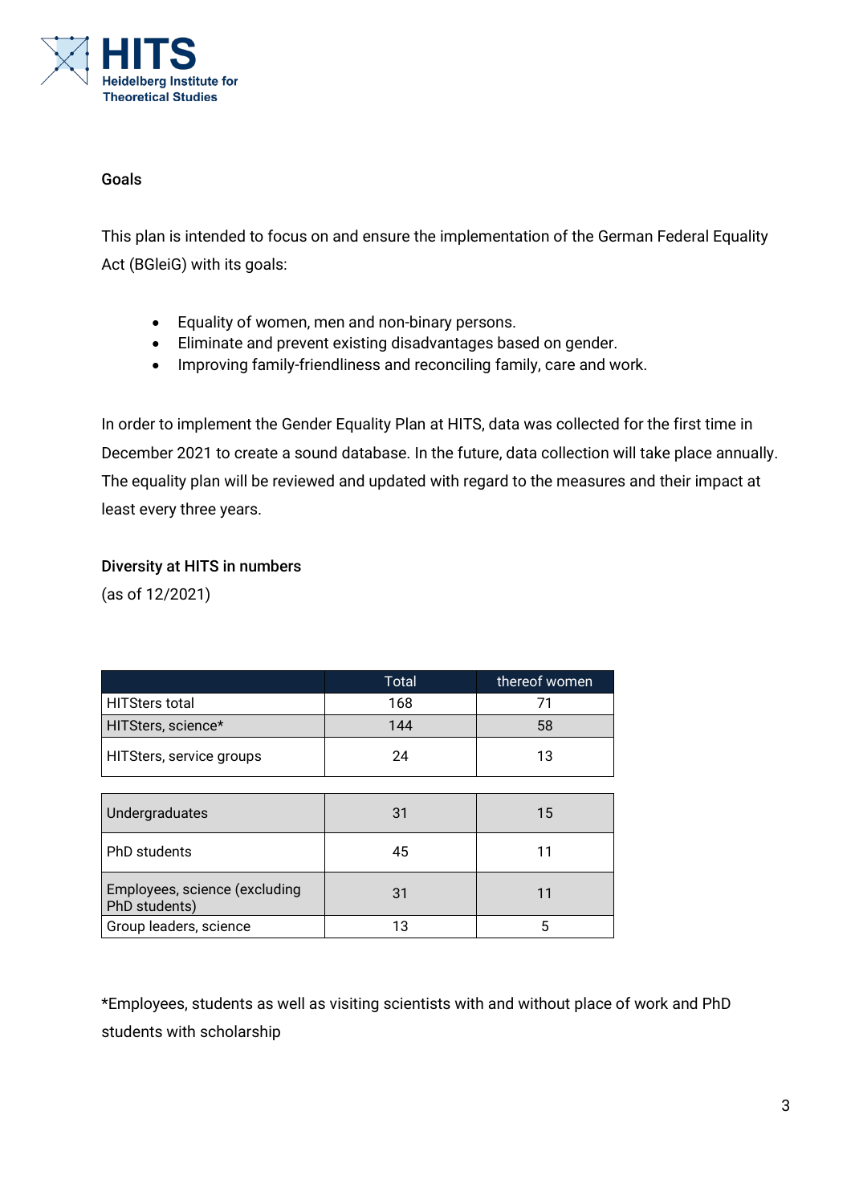## Goals

This plan is intended to focus on and ensure the implementation of the German Federal Equality Act (BGleiG) with its goals:

- Equality of women, men and non-binary persons.
- Eliminate and prevent existing disadvantages based on gender.
- Improving family-friendliness and reconciling family, care and work.

In order to implement the Gender Equality Plan at HITS, data was collected for the first time in December 2021 to create a sound database. In the future, data collection will take place annually. The equality plan will be reviewed and updated with regard to the measures and their impact at least every three years.

## Diversity at HITS in numbers

(as of 12/2021)

| | Total | thereof women |
|---|---|---|
| HITSters total | 168 | 71 |
| HITSters, science* | 144 | 58 |
| HITSters, service groups | 24 | 13 |
| Undergraduates | 31 | 15 |
| PhD students | 45 | 11 |
| Employees, science (excluding PhD students) | 31 | 11 |
| Group leaders, science | 13 | 5 |

*Employees, students as well as visiting scientists with and without place of work and PhD students with scholarship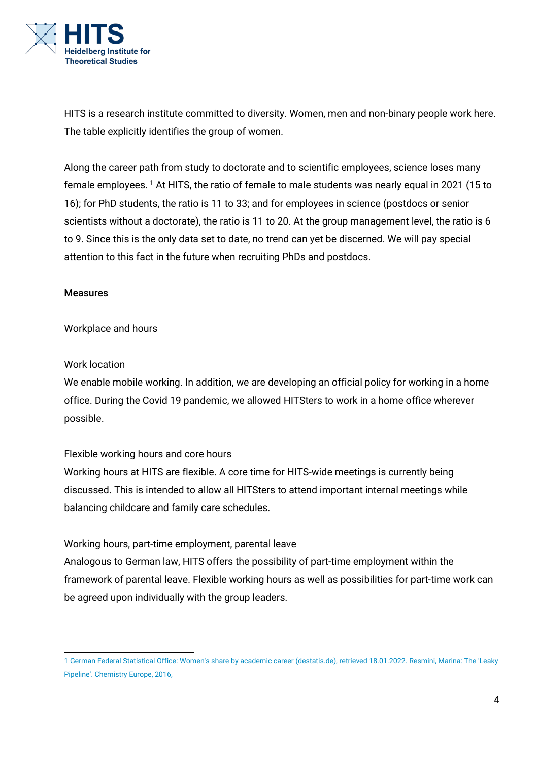HITS is a research institute committed to diversity. Women, men and non-binary people work here. The table explicitly identifies the group of women.

Along the career path from study to doctorate and to scientific employees, science loses many female employees. [1] At HITS, the ratio of female to male students was nearly equal in 2021 (15 to 16); for PhD students, the ratio is 11 to 33; and for employees in science (postdocs or senior scientists without a doctorate), the ratio is 11 to 20. At the group management level, the ratio is 6 to 9. Since this is the only data set to date, no trend can yet be discerned. We will pay special attention to this fact in the future when recruiting PhDs and postdocs.

## Measures

### Workplace and hours

#### Work location

We enable mobile working. In addition, we are developing an official policy for working in a home office. During the Covid 19 pandemic, we allowed HITSters to work in a home office wherever possible.

#### Flexible working hours and core hours

Working hours at HITS are flexible. A core time for HITS-wide meetings is currently being discussed. This is intended to allow all HITSters to attend important internal meetings while balancing childcare and family care schedules.

#### Working hours, part-time employment, parental leave

Analogous to German law, HITS offers the possibility of part-time employment within the framework of parental leave. Flexible working hours as well as possibilities for part-time work can be agreed upon individually with the group leaders.

---

1 German Federal Statistical Office: Women's share by academic career (destatis.de), retrieved 18.01.2022. Resmini, Marina: The 'Leaky Pipeline'. Chemistry Europe, 2016,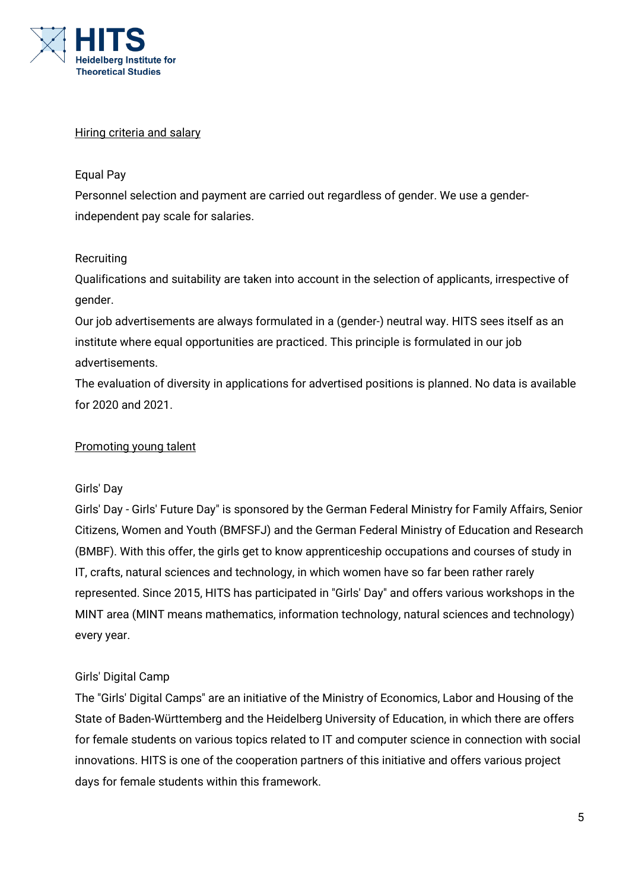## Hiring criteria and salary

### Equal Pay

Personnel selection and payment are carried out regardless of gender. We use a gender-independent pay scale for salaries.

### Recruiting

Qualifications and suitability are taken into account in the selection of applicants, irrespective of gender.

Our job advertisements are always formulated in a (gender-) neutral way. HITS sees itself as an institute where equal opportunities are practiced. This principle is formulated in our job advertisements.

The evaluation of diversity in applications for advertised positions is planned. No data is available for 2020 and 2021.

## Promoting young talent

### Girls' Day

Girls' Day - Girls' Future Day" is sponsored by the German Federal Ministry for Family Affairs, Senior Citizens, Women and Youth (BMFSFJ) and the German Federal Ministry of Education and Research (BMBF). With this offer, the girls get to know apprenticeship occupations and courses of study in IT, crafts, natural sciences and technology, in which women have so far been rather rarely represented. Since 2015, HITS has participated in "Girls' Day" and offers various workshops in the MINT area (MINT means mathematics, information technology, natural sciences and technology) every year.

### Girls' Digital Camp

The "Girls' Digital Camps" are an initiative of the Ministry of Economics, Labor and Housing of the State of Baden-Württemberg and the Heidelberg University of Education, in which there are offers for female students on various topics related to IT and computer science in connection with social innovations. HITS is one of the cooperation partners of this initiative and offers various project days for female students within this framework.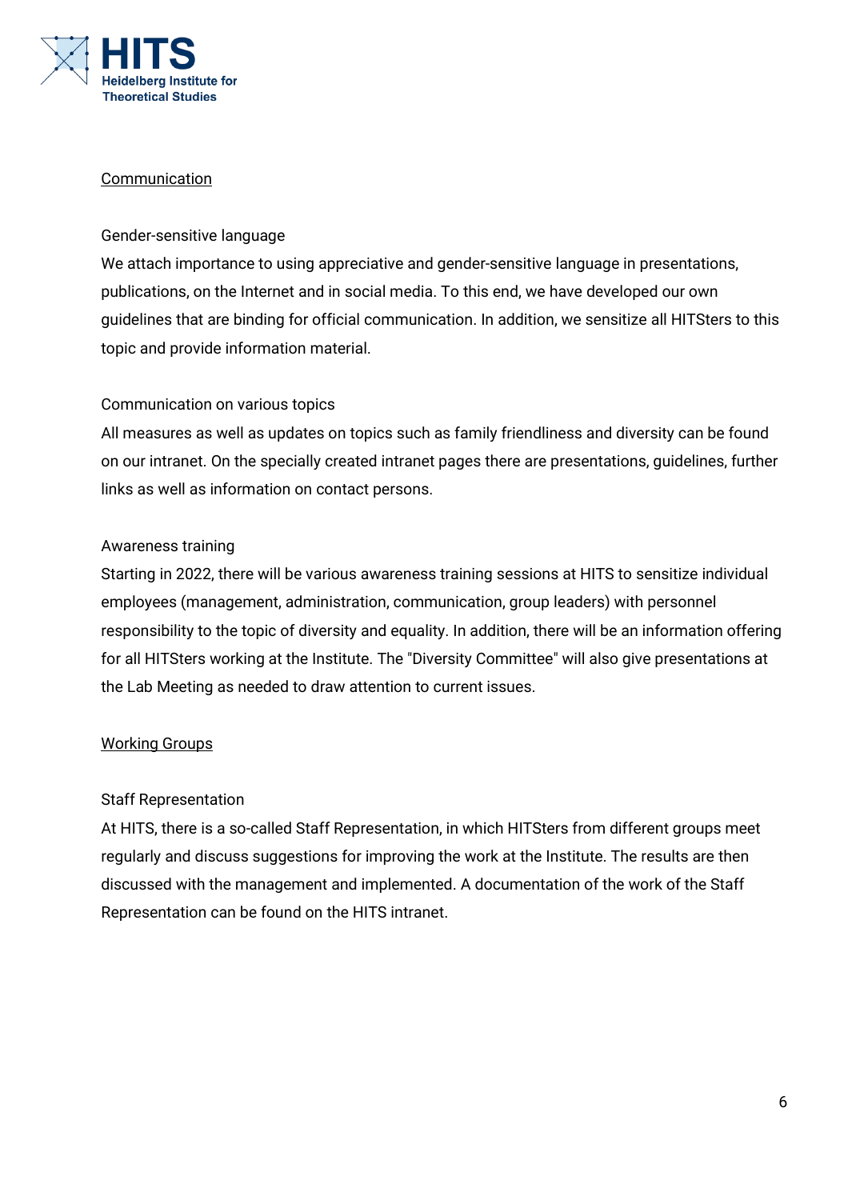## Communication

### Gender-sensitive language

We attach importance to using appreciative and gender-sensitive language in presentations, publications, on the Internet and in social media. To this end, we have developed our own guidelines that are binding for official communication. In addition, we sensitize all HITSters to this topic and provide information material.

### Communication on various topics

All measures as well as updates on topics such as family friendliness and diversity can be found on our intranet. On the specially created intranet pages there are presentations, guidelines, further links as well as information on contact persons.

### Awareness training

Starting in 2022, there will be various awareness training sessions at HITS to sensitize individual employees (management, administration, communication, group leaders) with personnel responsibility to the topic of diversity and equality. In addition, there will be an information offering for all HITSters working at the Institute. The "Diversity Committee" will also give presentations at the Lab Meeting as needed to draw attention to current issues.

## Working Groups

### Staff Representation

At HITS, there is a so-called Staff Representation, in which HITSters from different groups meet regularly and discuss suggestions for improving the work at the Institute. The results are then discussed with the management and implemented. A documentation of the work of the Staff Representation can be found on the HITS intranet.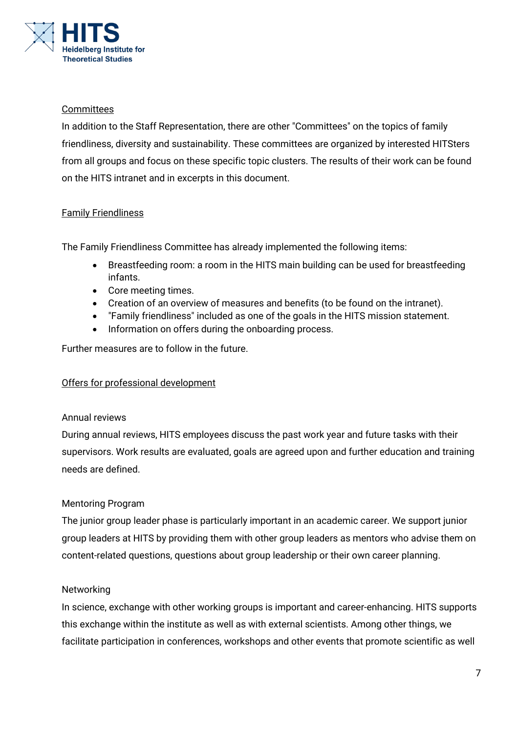Committees

In addition to the Staff Representation, there are other "Committees" on the topics of family friendliness, diversity and sustainability. These committees are organized by interested HITSters from all groups and focus on these specific topic clusters. The results of their work can be found on the HITS intranet and in excerpts in this document.

Family Friendliness

The Family Friendliness Committee has already implemented the following items:

- Breastfeeding room: a room in the HITS main building can be used for breastfeeding infants.
- Core meeting times.
- Creation of an overview of measures and benefits (to be found on the intranet).
- "Family friendliness" included as one of the goals in the HITS mission statement.
- Information on offers during the onboarding process.

Further measures are to follow in the future.

Offers for professional development

Annual reviews

During annual reviews, HITS employees discuss the past work year and future tasks with their supervisors. Work results are evaluated, goals are agreed upon and further education and training needs are defined.

Mentoring Program

The junior group leader phase is particularly important in an academic career. We support junior group leaders at HITS by providing them with other group leaders as mentors who advise them on content-related questions, questions about group leadership or their own career planning.

Networking

In science, exchange with other working groups is important and career-enhancing. HITS supports this exchange within the institute as well as with external scientists. Among other things, we facilitate participation in conferences, workshops and other events that promote scientific as well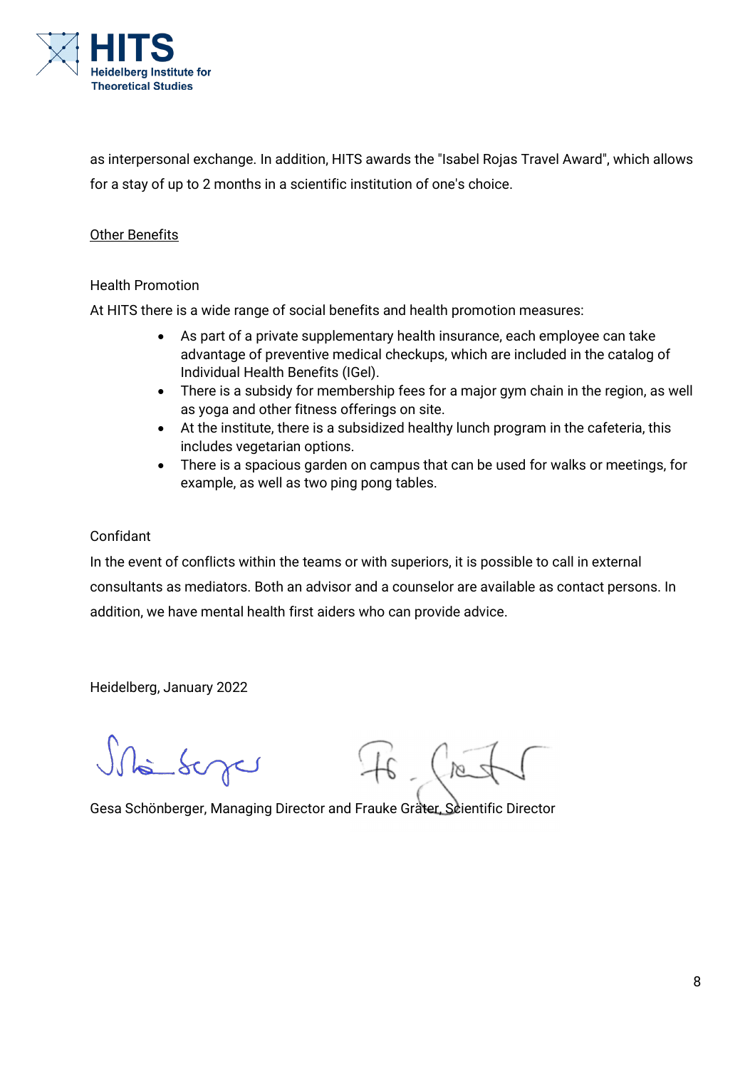as interpersonal exchange. In addition, HITS awards the "Isabel Rojas Travel Award", which allows for a stay of up to 2 months in a scientific institution of one's choice.

<u>Other Benefits</u>

Health Promotion

At HITS there is a wide range of social benefits and health promotion measures:

- As part of a private supplementary health insurance, each employee can take advantage of preventive medical checkups, which are included in the catalog of Individual Health Benefits (IGel).
- There is a subsidy for membership fees for a major gym chain in the region, as well as yoga and other fitness offerings on site.
- At the institute, there is a subsidized healthy lunch program in the cafeteria, this includes vegetarian options.
- There is a spacious garden on campus that can be used for walks or meetings, for example, as well as two ping pong tables.

Confidant

In the event of conflicts within the teams or with superiors, it is possible to call in external consultants as mediators. Both an advisor and a counselor are available as contact persons. In addition, we have mental health first aiders who can provide advice.

Heidelberg, January 2022

Gesa Schönberger, Managing Director and Frauke Gräter, Scientific Director